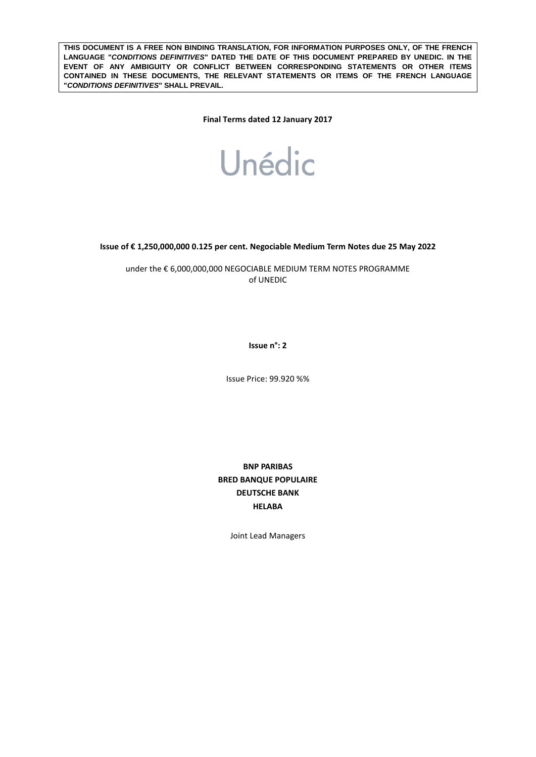**THIS DOCUMENT IS A FREE NON BINDING TRANSLATION, FOR INFORMATION PURPOSES ONLY, OF THE FRENCH LANGUAGE "*CONDITIONS DEFINITIVES*" DATED THE DATE OF THIS DOCUMENT PREPARED BY UNEDIC. IN THE EVENT OF ANY AMBIGUITY OR CONFLICT BETWEEN CORRESPONDING STATEMENTS OR OTHER ITEMS CONTAINED IN THESE DOCUMENTS, THE RELEVANT STATEMENTS OR ITEMS OF THE FRENCH LANGUAGE "*CONDITIONS DEFINITIVES*" SHALL PREVAIL.**

**Final Terms dated 12 January 2017**

# Unédic

**Issue of € 1,250,000,000 0.125 per cent. Negociable Medium Term Notes due 25 May 2022**

under the € 6,000,000,000 NEGOCIABLE MEDIUM TERM NOTES PROGRAMME
of UNEDIC

**Issue n°: 2**

Issue Price: 99.920 %%

**BNP PARIBAS**
**BRED BANQUE POPULAIRE**
**DEUTSCHE BANK**
**HELABA**

Joint Lead Managers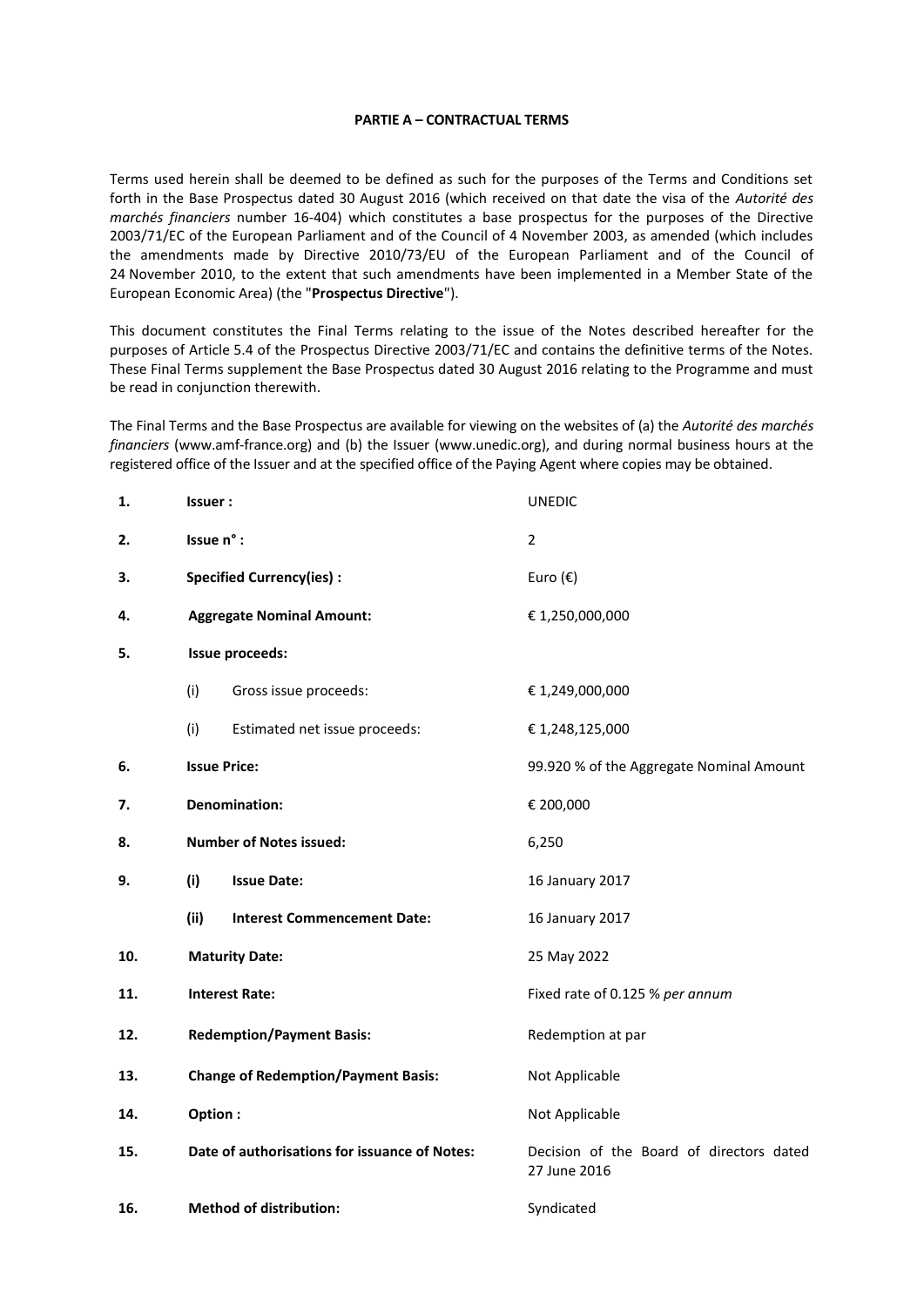**PARTIE A – CONTRACTUAL TERMS**

Terms used herein shall be deemed to be defined as such for the purposes of the Terms and Conditions set forth in the Base Prospectus dated 30 August 2016 (which received on that date the visa of the *Autorité des marchés financiers* number 16-404) which constitutes a base prospectus for the purposes of the Directive 2003/71/EC of the European Parliament and of the Council of 4 November 2003, as amended (which includes the amendments made by Directive 2010/73/EU of the European Parliament and of the Council of 24 November 2010, to the extent that such amendments have been implemented in a Member State of the European Economic Area) (the "**Prospectus Directive**").

This document constitutes the Final Terms relating to the issue of the Notes described hereafter for the purposes of Article 5.4 of the Prospectus Directive 2003/71/EC and contains the definitive terms of the Notes. These Final Terms supplement the Base Prospectus dated 30 August 2016 relating to the Programme and must be read in conjunction therewith.

The Final Terms and the Base Prospectus are available for viewing on the websites of (a) the *Autorité des marchés financiers* (www.amf-france.org) and (b) the Issuer (www.unedic.org), and during normal business hours at the registered office of the Issuer and at the specified office of the Paying Agent where copies may be obtained.

| | | |
|---|---|---|
| **1.** | **Issuer :** | UNEDIC |
| **2.** | **Issue n° :** | 2 |
| **3.** | **Specified Currency(ies) :** | Euro (€) |
| **4.** | **Aggregate Nominal Amount:** | € 1,250,000,000 |
| **5.** | **Issue proceeds:** | |
| | (i) Gross issue proceeds: | € 1,249,000,000 |
| | (i) Estimated net issue proceeds: | € 1,248,125,000 |
| **6.** | **Issue Price:** | 99.920 % of the Aggregate Nominal Amount |
| **7.** | **Denomination:** | € 200,000 |
| **8.** | **Number of Notes issued:** | 6,250 |
| **9.** | **(i) Issue Date:** | 16 January 2017 |
| | **(ii) Interest Commencement Date:** | 16 January 2017 |
| **10.** | **Maturity Date:** | 25 May 2022 |
| **11.** | **Interest Rate:** | Fixed rate of 0.125 % *per annum* |
| **12.** | **Redemption/Payment Basis:** | Redemption at par |
| **13.** | **Change of Redemption/Payment Basis:** | Not Applicable |
| **14.** | **Option :** | Not Applicable |
| **15.** | **Date of authorisations for issuance of Notes:** | Decision of the Board of directors dated 27 June 2016 |
| **16.** | **Method of distribution:** | Syndicated |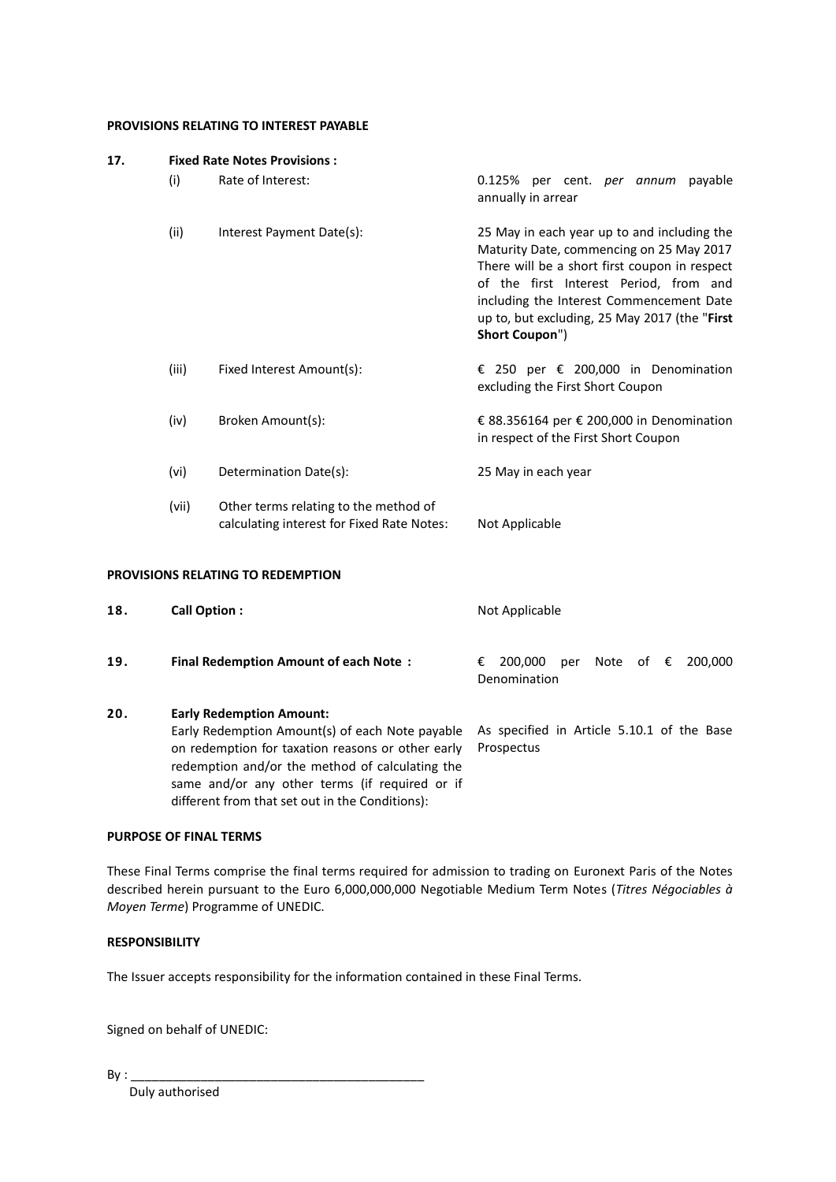**PROVISIONS RELATING TO INTEREST PAYABLE**

| | | | |
|---|---|---|---|
| **17.** | **Fixed Rate Notes Provisions :** | | |
| | (i) | Rate of Interest: | 0.125% per cent. *per annum* payable annually in arrear |
| | (ii) | Interest Payment Date(s): | 25 May in each year up to and including the Maturity Date, commencing on 25 May 2017 There will be a short first coupon in respect of the first Interest Period, from and including the Interest Commencement Date up to, but excluding, 25 May 2017 (the "**First Short Coupon**") |
| | (iii) | Fixed Interest Amount(s): | € 250 per € 200,000 in Denomination excluding the First Short Coupon |
| | (iv) | Broken Amount(s): | € 88.356164 per € 200,000 in Denomination in respect of the First Short Coupon |
| | (vi) | Determination Date(s): | 25 May in each year |
| | (vii) | Other terms relating to the method of calculating interest for Fixed Rate Notes: | Not Applicable |

**PROVISIONS RELATING TO REDEMPTION**

| | | |
|---|---|---|
| **18.** | **Call Option :** | Not Applicable |
| **19.** | **Final Redemption Amount of each Note :** | € 200,000 per Note of € 200,000 Denomination |
| **20.** | **Early Redemption Amount:** Early Redemption Amount(s) of each Note payable on redemption for taxation reasons or other early redemption and/or the method of calculating the same and/or any other terms (if required or if different from that set out in the Conditions): | As specified in Article 5.10.1 of the Base Prospectus |

**PURPOSE OF FINAL TERMS**

These Final Terms comprise the final terms required for admission to trading on Euronext Paris of the Notes described herein pursuant to the Euro 6,000,000,000 Negotiable Medium Term Notes (*Titres Négociables à Moyen Terme*) Programme of UNEDIC.

**RESPONSIBILITY**

The Issuer accepts responsibility for the information contained in these Final Terms.

Signed on behalf of UNEDIC:

By : ____________________________________________

Duly authorised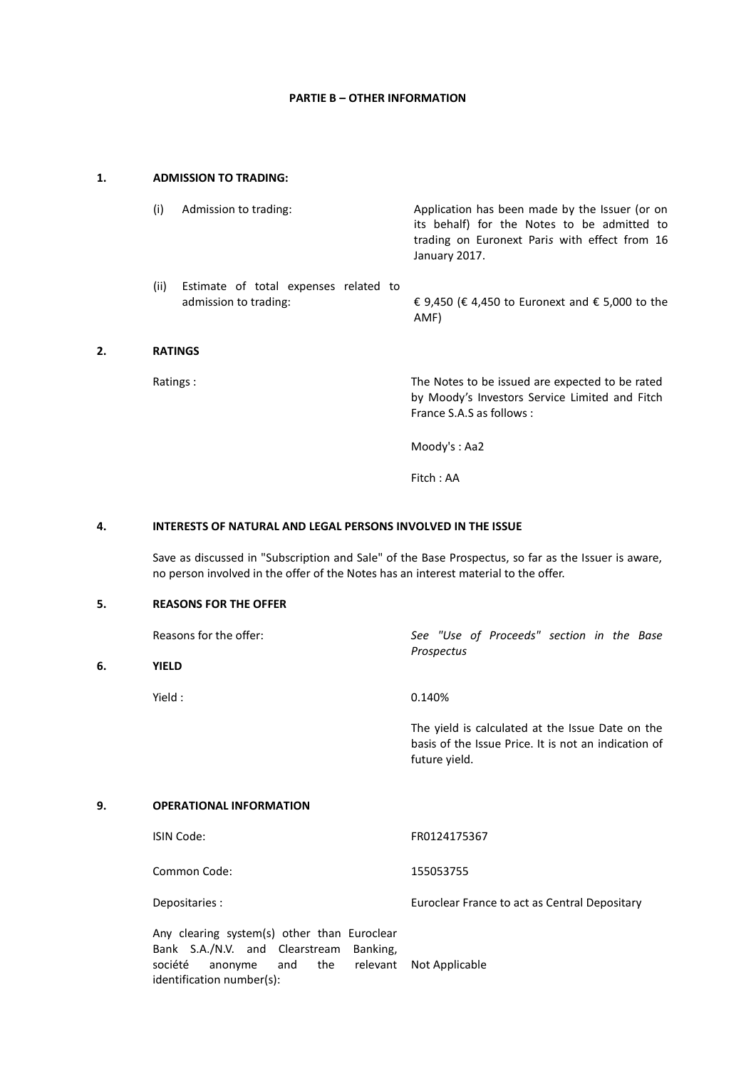## PARTIE B – OTHER INFORMATION

### 1. ADMISSION TO TRADING:

| | |
|---|---|
| (i) Admission to trading: | Application has been made by the Issuer (or on its behalf) for the Notes to be admitted to trading on Euronext Paris with effect from 16 January 2017. |
| (ii) Estimate of total expenses related to admission to trading: | € 9,450 (€ 4,450 to Euronext and € 5,000 to the AMF) |

### 2. RATINGS

| | |
|---|---|
| Ratings : | The Notes to be issued are expected to be rated by Moody's Investors Service Limited and Fitch France S.A.S as follows :<br><br>Moody's : Aa2<br><br>Fitch : AA |

### 4. INTERESTS OF NATURAL AND LEGAL PERSONS INVOLVED IN THE ISSUE

Save as discussed in "Subscription and Sale" of the Base Prospectus, so far as the Issuer is aware, no person involved in the offer of the Notes has an interest material to the offer.

### 5. REASONS FOR THE OFFER

| | |
|---|---|
| Reasons for the offer: | *See "Use of Proceeds" section in the Base Prospectus* |

### 6. YIELD

| | |
|---|---|
| Yield : | 0.140%<br><br>The yield is calculated at the Issue Date on the basis of the Issue Price. It is not an indication of future yield. |

### 9. OPERATIONAL INFORMATION

| | |
|---|---|
| ISIN Code: | FR0124175367 |
| Common Code: | 155053755 |
| Depositaries : | Euroclear France to act as Central Depositary |
| Any clearing system(s) other than Euroclear Bank S.A./N.V. and Clearstream Banking, société anonyme and the relevant identification number(s): | Not Applicable |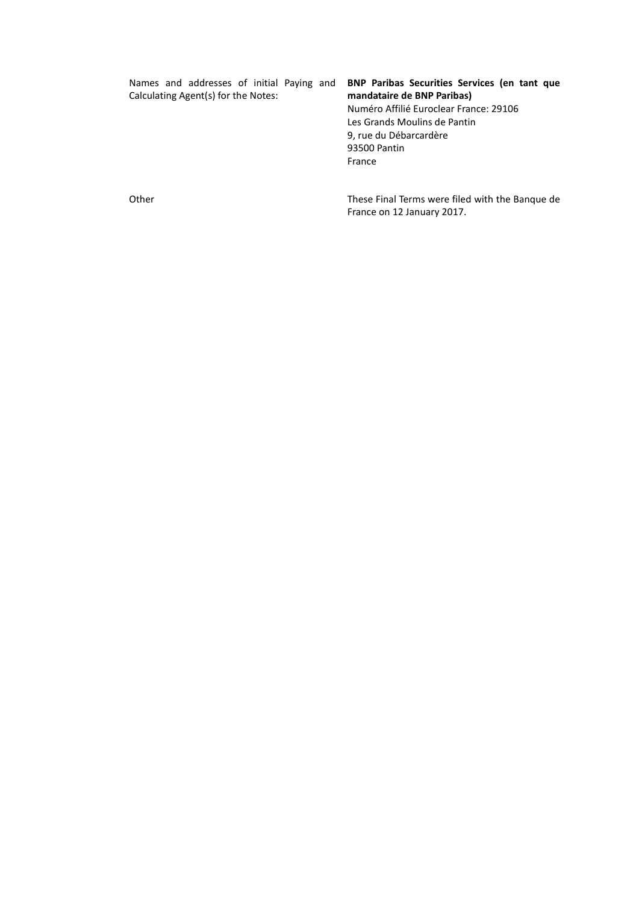| | |
|---|---|
| Names and addresses of initial Paying and Calculating Agent(s) for the Notes: | **BNP Paribas Securities Services (en tant que mandataire de BNP Paribas)**<br>Numéro Affilié Euroclear France: 29106<br>Les Grands Moulins de Pantin<br>9, rue du Débarcardère<br>93500 Pantin<br>France |
| Other | These Final Terms were filed with the Banque de France on 12 January 2017. |